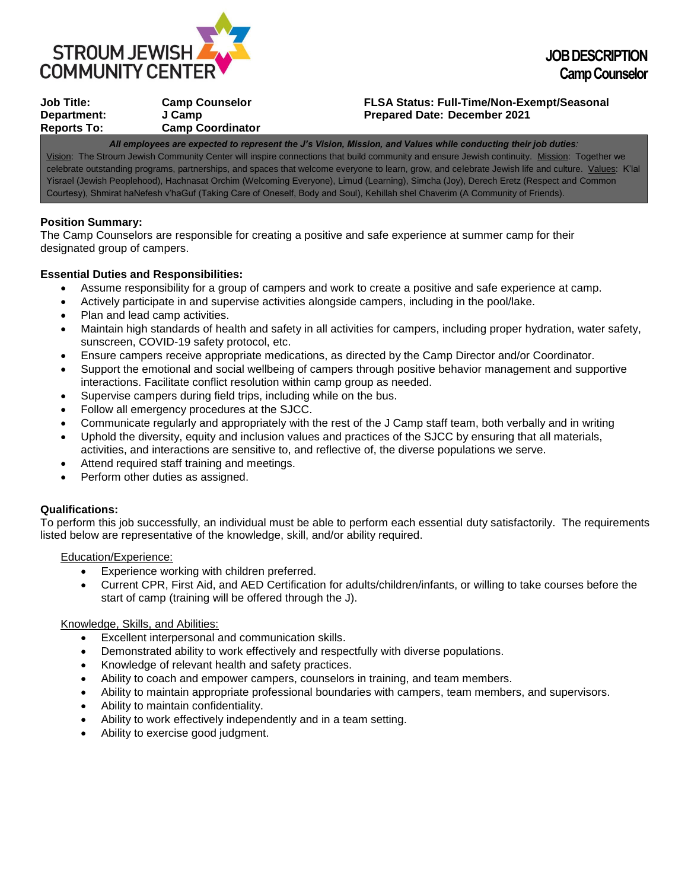STROUM JEWISH COMMUNITY CENTER

# JOB DESCRIPTION
## Camp Counselor

| | | |
|---|---|---|
| **Job Title:** | **Camp Counselor** | **FLSA Status: Full-Time/Non-Exempt/Seasonal** |
| **Department:** | **J Camp** | **Prepared Date: December 2021** |
| **Reports To:** | **Camp Coordinator** | |

***All employees are expected to represent the J's Vision, Mission, and Values while conducting their job duties:***

Vision: The Stroum Jewish Community Center will inspire connections that build community and ensure Jewish continuity. Mission: Together we celebrate outstanding programs, partnerships, and spaces that welcome everyone to learn, grow, and celebrate Jewish life and culture. Values: K'lal Yisrael (Jewish Peoplehood), Hachnasat Orchim (Welcoming Everyone), Limud (Learning), Simcha (Joy), Derech Eretz (Respect and Common Courtesy), Shmirat haNefesh v'haGuf (Taking Care of Oneself, Body and Soul), Kehillah shel Chaverim (A Community of Friends).

**Position Summary:**

The Camp Counselors are responsible for creating a positive and safe experience at summer camp for their designated group of campers.

**Essential Duties and Responsibilities:**

- Assume responsibility for a group of campers and work to create a positive and safe experience at camp.
- Actively participate in and supervise activities alongside campers, including in the pool/lake.
- Plan and lead camp activities.
- Maintain high standards of health and safety in all activities for campers, including proper hydration, water safety, sunscreen, COVID-19 safety protocol, etc.
- Ensure campers receive appropriate medications, as directed by the Camp Director and/or Coordinator.
- Support the emotional and social wellbeing of campers through positive behavior management and supportive interactions. Facilitate conflict resolution within camp group as needed.
- Supervise campers during field trips, including while on the bus.
- Follow all emergency procedures at the SJCC.
- Communicate regularly and appropriately with the rest of the J Camp staff team, both verbally and in writing
- Uphold the diversity, equity and inclusion values and practices of the SJCC by ensuring that all materials, activities, and interactions are sensitive to, and reflective of, the diverse populations we serve.
- Attend required staff training and meetings.
- Perform other duties as assigned.

**Qualifications:**

To perform this job successfully, an individual must be able to perform each essential duty satisfactorily. The requirements listed below are representative of the knowledge, skill, and/or ability required.

Education/Experience:

- Experience working with children preferred.
- Current CPR, First Aid, and AED Certification for adults/children/infants, or willing to take courses before the start of camp (training will be offered through the J).

Knowledge, Skills, and Abilities:

- Excellent interpersonal and communication skills.
- Demonstrated ability to work effectively and respectfully with diverse populations.
- Knowledge of relevant health and safety practices.
- Ability to coach and empower campers, counselors in training, and team members.
- Ability to maintain appropriate professional boundaries with campers, team members, and supervisors.
- Ability to maintain confidentiality.
- Ability to work effectively independently and in a team setting.
- Ability to exercise good judgment.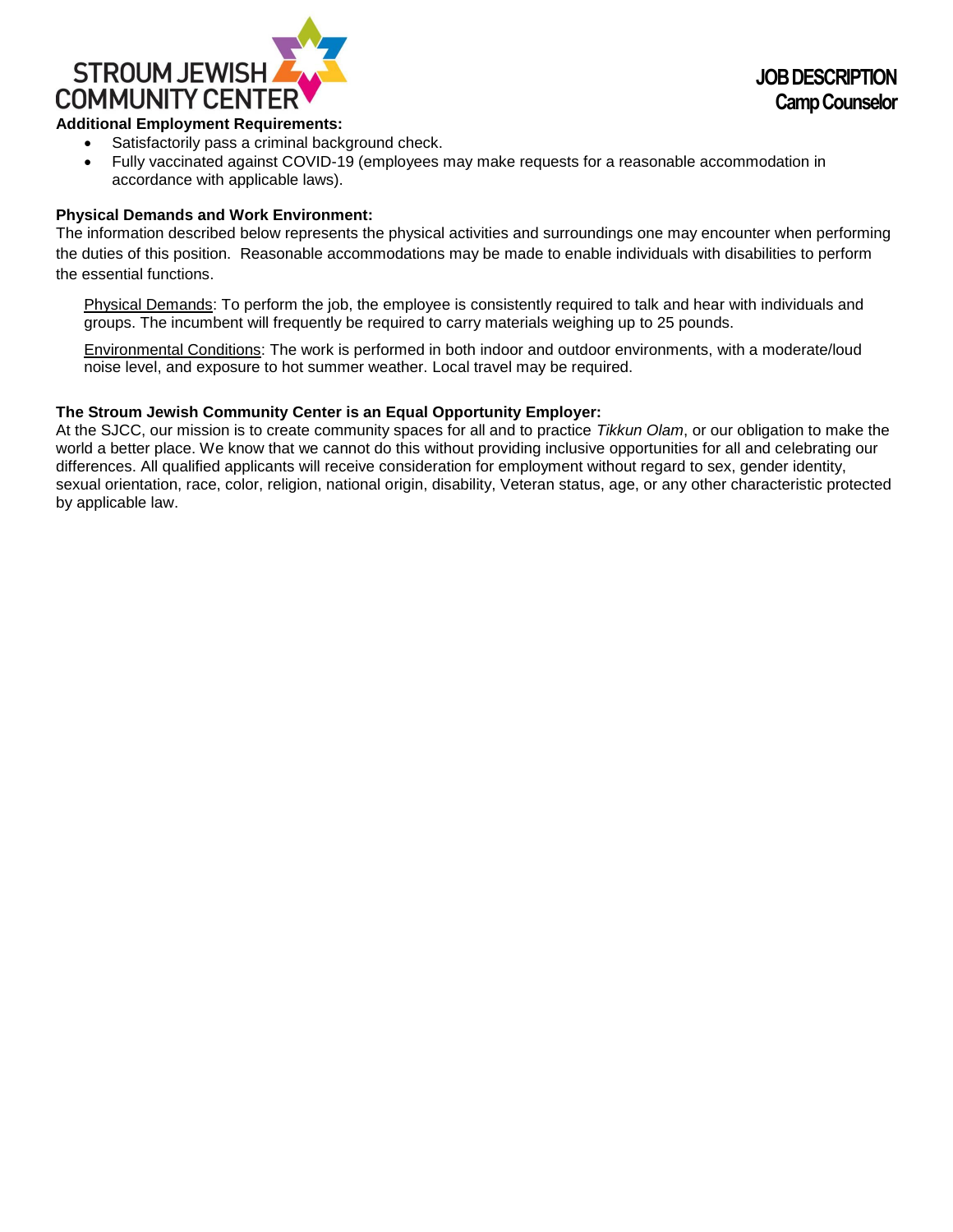**Additional Employment Requirements:**

- Satisfactorily pass a criminal background check.
- Fully vaccinated against COVID-19 (employees may make requests for a reasonable accommodation in accordance with applicable laws).

**Physical Demands and Work Environment:**

The information described below represents the physical activities and surroundings one may encounter when performing the duties of this position. Reasonable accommodations may be made to enable individuals with disabilities to perform the essential functions.

Physical Demands: To perform the job, the employee is consistently required to talk and hear with individuals and groups. The incumbent will frequently be required to carry materials weighing up to 25 pounds.

Environmental Conditions: The work is performed in both indoor and outdoor environments, with a moderate/loud noise level, and exposure to hot summer weather. Local travel may be required.

**The Stroum Jewish Community Center is an Equal Opportunity Employer:**

At the SJCC, our mission is to create community spaces for all and to practice *Tikkun Olam*, or our obligation to make the world a better place. We know that we cannot do this without providing inclusive opportunities for all and celebrating our differences. All qualified applicants will receive consideration for employment without regard to sex, gender identity, sexual orientation, race, color, religion, national origin, disability, Veteran status, age, or any other characteristic protected by applicable law.